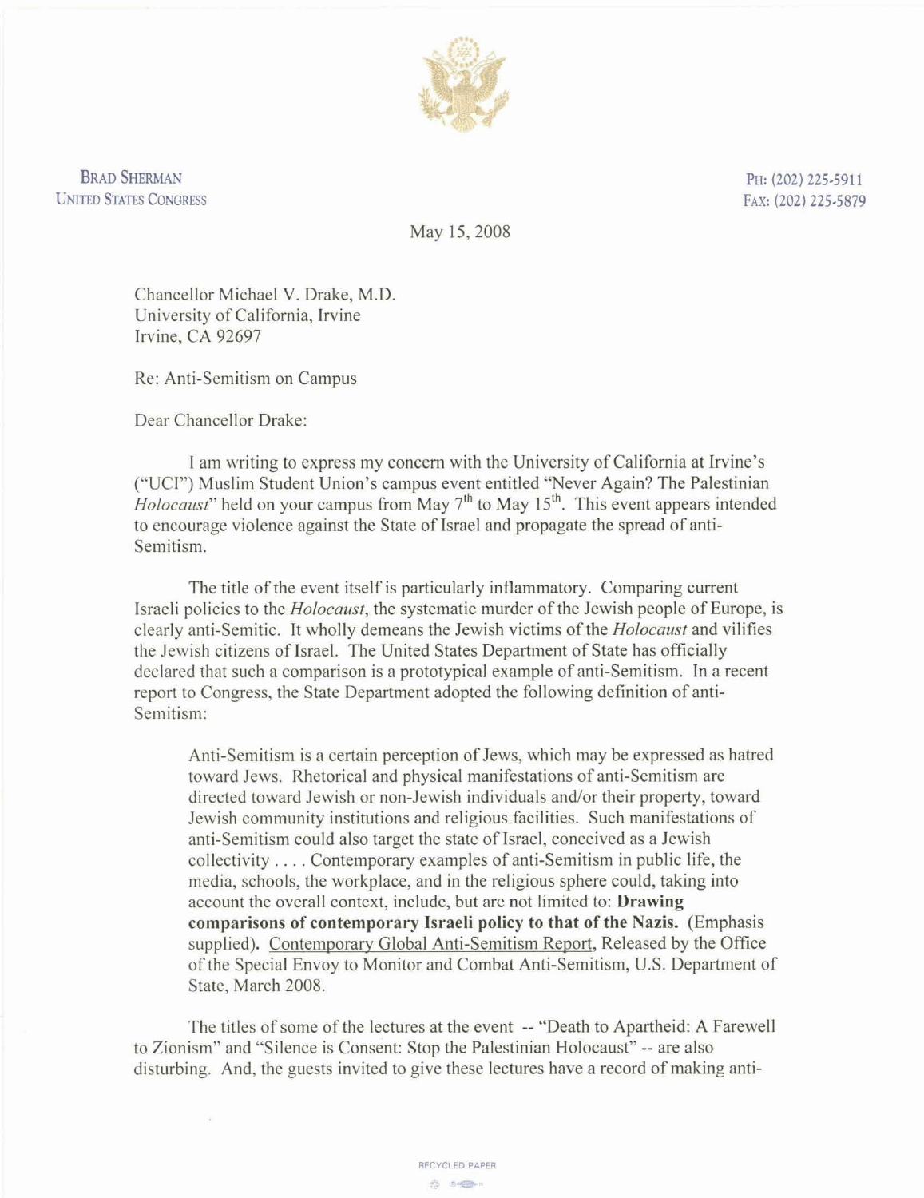BRAD SHERMAN
UNITED STATES CONGRESS

PH: (202) 225-5911
FAX: (202) 225-5879

May 15, 2008

Chancellor Michael V. Drake, M.D.
University of California, Irvine
Irvine, CA 92697

Re: Anti-Semitism on Campus

Dear Chancellor Drake:

I am writing to express my concern with the University of California at Irvine's ("UCI") Muslim Student Union's campus event entitled "Never Again? The Palestinian *Holocaust*" held on your campus from May 7th to May 15th. This event appears intended to encourage violence against the State of Israel and propagate the spread of anti-Semitism.

The title of the event itself is particularly inflammatory. Comparing current Israeli policies to the *Holocaust*, the systematic murder of the Jewish people of Europe, is clearly anti-Semitic. It wholly demeans the Jewish victims of the *Holocaust* and vilifies the Jewish citizens of Israel. The United States Department of State has officially declared that such a comparison is a prototypical example of anti-Semitism. In a recent report to Congress, the State Department adopted the following definition of anti-Semitism:

> Anti-Semitism is a certain perception of Jews, which may be expressed as hatred toward Jews. Rhetorical and physical manifestations of anti-Semitism are directed toward Jewish or non-Jewish individuals and/or their property, toward Jewish community institutions and religious facilities. Such manifestations of anti-Semitism could also target the state of Israel, conceived as a Jewish collectivity . . . . Contemporary examples of anti-Semitism in public life, the media, schools, the workplace, and in the religious sphere could, taking into account the overall context, include, but are not limited to: **Drawing comparisons of contemporary Israeli policy to that of the Nazis.** (Emphasis supplied). Contemporary Global Anti-Semitism Report, Released by the Office of the Special Envoy to Monitor and Combat Anti-Semitism, U.S. Department of State, March 2008.

The titles of some of the lectures at the event -- "Death to Apartheid: A Farewell to Zionism" and "Silence is Consent: Stop the Palestinian Holocaust" -- are also disturbing. And, the guests invited to give these lectures have a record of making anti-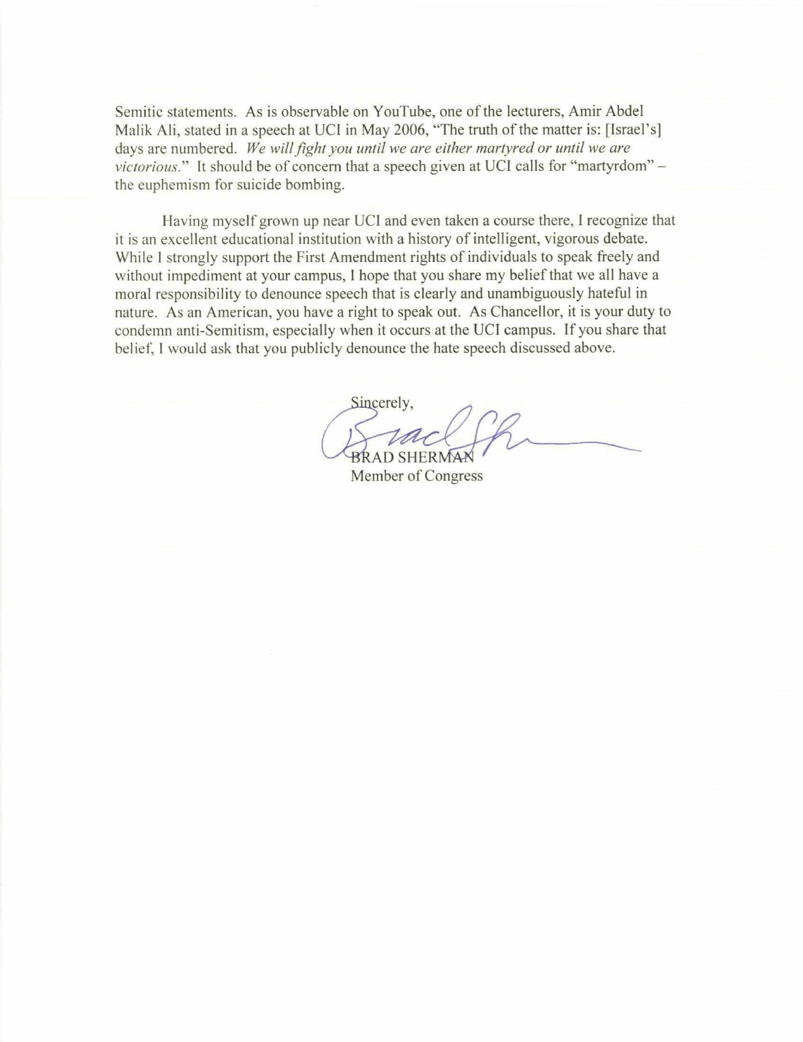Semitic statements. As is observable on YouTube, one of the lecturers, Amir Abdel Malik Ali, stated in a speech at UCI in May 2006, "The truth of the matter is: [Israel's] days are numbered. *We will fight you until we are either martyred or until we are victorious.*" It should be of concern that a speech given at UCI calls for "martyrdom" – the euphemism for suicide bombing.

Having myself grown up near UCI and even taken a course there, I recognize that it is an excellent educational institution with a history of intelligent, vigorous debate. While I strongly support the First Amendment rights of individuals to speak freely and without impediment at your campus, I hope that you share my belief that we all have a moral responsibility to denounce speech that is clearly and unambiguously hateful in nature. As an American, you have a right to speak out. As Chancellor, it is your duty to condemn anti-Semitism, especially when it occurs at the UCI campus. If you share that belief, I would ask that you publicly denounce the hate speech discussed above.

Sincerely,

BRAD SHERMAN
Member of Congress